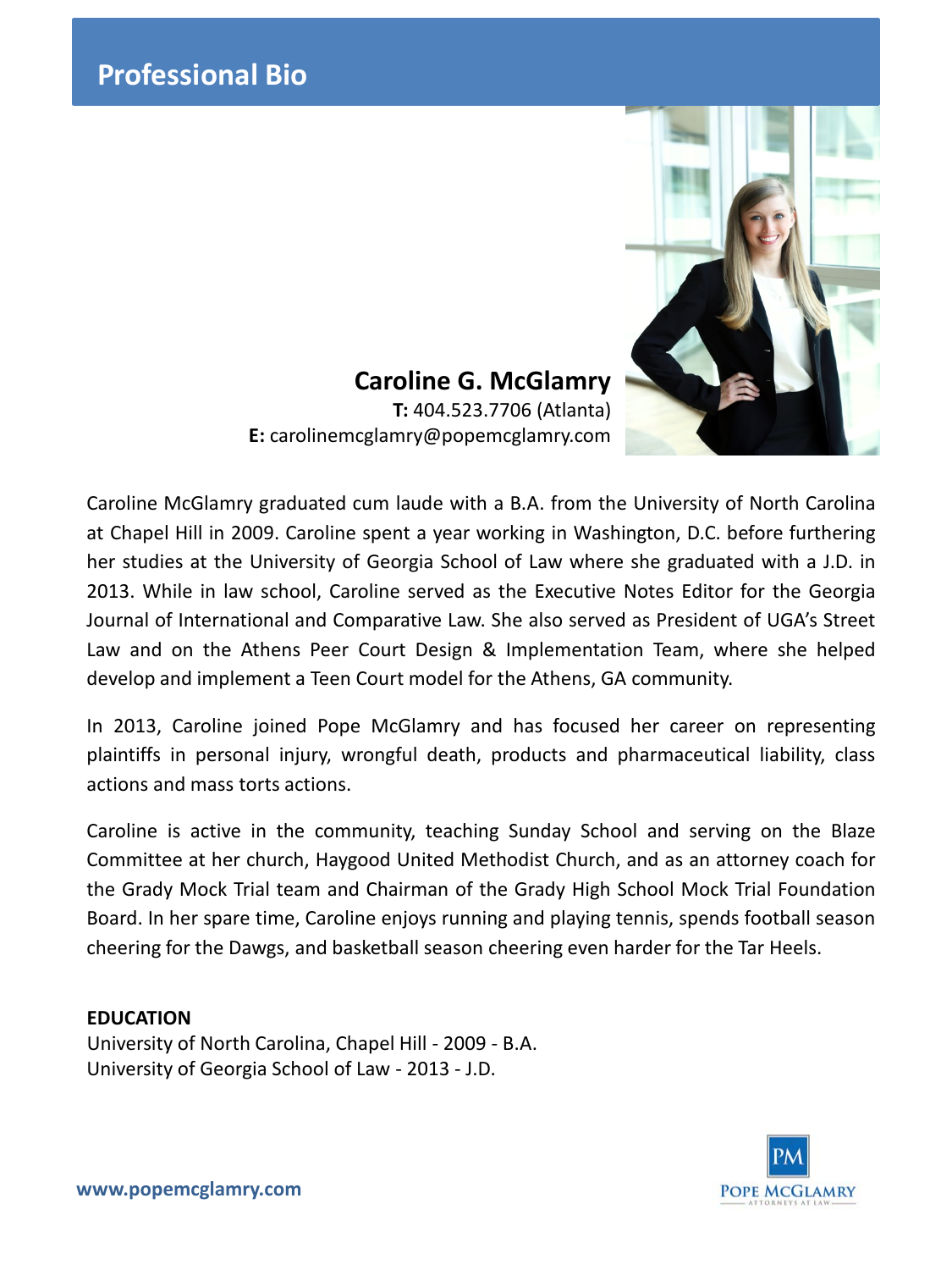# Professional Bio

## Caroline G. McGlamry

**T:** 404.523.7706 (Atlanta)
**E:** carolinemcglamry@popemcglamry.com

Caroline McGlamry graduated cum laude with a B.A. from the University of North Carolina at Chapel Hill in 2009. Caroline spent a year working in Washington, D.C. before furthering her studies at the University of Georgia School of Law where she graduated with a J.D. in 2013. While in law school, Caroline served as the Executive Notes Editor for the Georgia Journal of International and Comparative Law. She also served as President of UGA's Street Law and on the Athens Peer Court Design & Implementation Team, where she helped develop and implement a Teen Court model for the Athens, GA community.

In 2013, Caroline joined Pope McGlamry and has focused her career on representing plaintiffs in personal injury, wrongful death, products and pharmaceutical liability, class actions and mass torts actions.

Caroline is active in the community, teaching Sunday School and serving on the Blaze Committee at her church, Haygood United Methodist Church, and as an attorney coach for the Grady Mock Trial team and Chairman of the Grady High School Mock Trial Foundation Board. In her spare time, Caroline enjoys running and playing tennis, spends football season cheering for the Dawgs, and basketball season cheering even harder for the Tar Heels.

**EDUCATION**

University of North Carolina, Chapel Hill - 2009 - B.A.
University of Georgia School of Law - 2013 - J.D.

www.popemcglamry.com

PM
POPE MCGLAMRY
ATTORNEYS AT LAW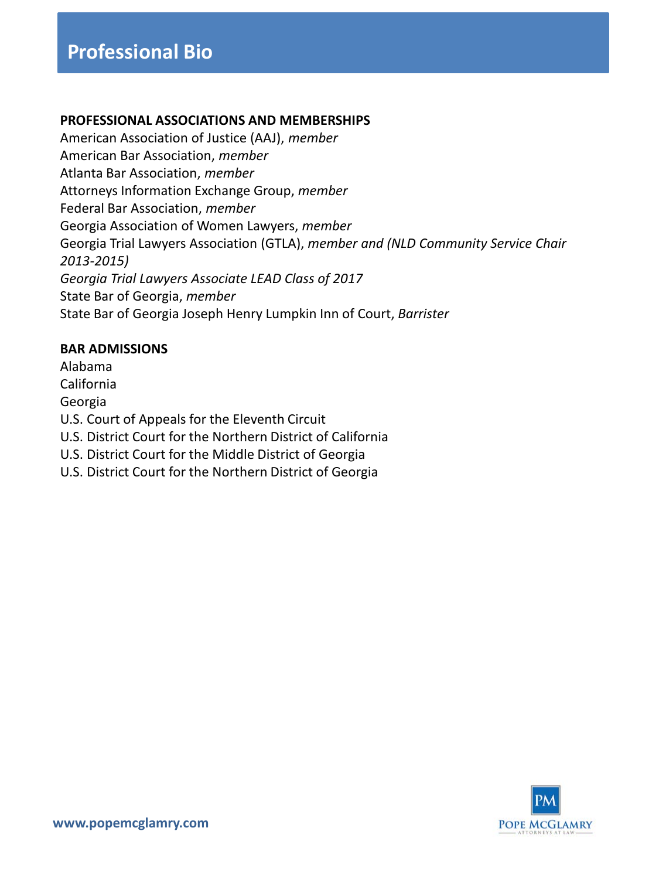# Professional Bio

**PROFESSIONAL ASSOCIATIONS AND MEMBERSHIPS**

American Association of Justice (AAJ), *member*
American Bar Association, *member*
Atlanta Bar Association, *member*
Attorneys Information Exchange Group, *member*
Federal Bar Association, *member*
Georgia Association of Women Lawyers, *member*
Georgia Trial Lawyers Association (GTLA), *member and (NLD Community Service Chair 2013-2015)*
*Georgia Trial Lawyers Associate LEAD Class of 2017*
State Bar of Georgia, *member*
State Bar of Georgia Joseph Henry Lumpkin Inn of Court, *Barrister*

**BAR ADMISSIONS**

Alabama
California
Georgia
U.S. Court of Appeals for the Eleventh Circuit
U.S. District Court for the Northern District of California
U.S. District Court for the Middle District of Georgia
U.S. District Court for the Northern District of Georgia

www.popemcglamry.com

PM
POPE MCGLAMRY
ATTORNEYS AT LAW